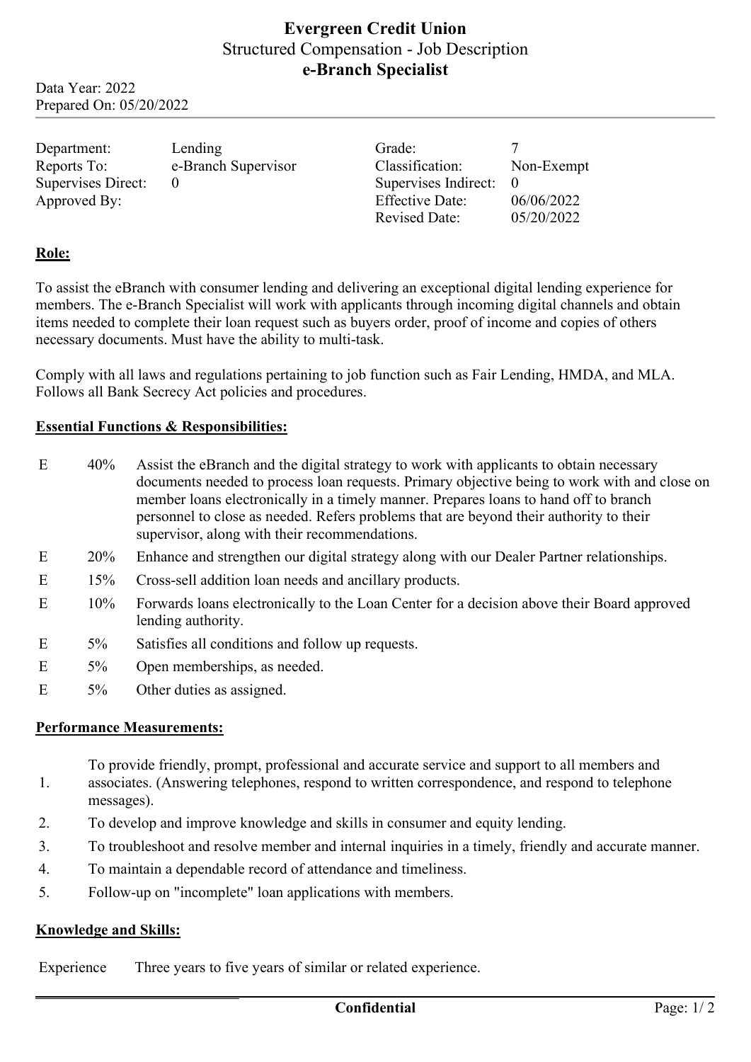# Evergreen Credit Union

Structured Compensation - Job Description

**e-Branch Specialist**

Data Year: 2022
Prepared On: 05/20/2022

| | | | |
|---|---|---|---|
| Department: | Lending | Grade: | 7 |
| Reports To: | e-Branch Supervisor | Classification: | Non-Exempt |
| Supervises Direct: | 0 | Supervises Indirect: | 0 |
| Approved By: | | Effective Date: | 06/06/2022 |
| | | Revised Date: | 05/20/2022 |

## Role:

To assist the eBranch with consumer lending and delivering an exceptional digital lending experience for members. The e-Branch Specialist will work with applicants through incoming digital channels and obtain items needed to complete their loan request such as buyers order, proof of income and copies of others necessary documents. Must have the ability to multi-task.

Comply with all laws and regulations pertaining to job function such as Fair Lending, HMDA, and MLA. Follows all Bank Secrecy Act policies and procedures.

## Essential Functions & Responsibilities:

| | | |
|---|---|---|
| E | 40% | Assist the eBranch and the digital strategy to work with applicants to obtain necessary documents needed to process loan requests. Primary objective being to work with and close on member loans electronically in a timely manner. Prepares loans to hand off to branch personnel to close as needed. Refers problems that are beyond their authority to their supervisor, along with their recommendations. |
| E | 20% | Enhance and strengthen our digital strategy along with our Dealer Partner relationships. |
| E | 15% | Cross-sell addition loan needs and ancillary products. |
| E | 10% | Forwards loans electronically to the Loan Center for a decision above their Board approved lending authority. |
| E | 5% | Satisfies all conditions and follow up requests. |
| E | 5% | Open memberships, as needed. |
| E | 5% | Other duties as assigned. |

## Performance Measurements:

1. To provide friendly, prompt, professional and accurate service and support to all members and associates. (Answering telephones, respond to written correspondence, and respond to telephone messages).
2. To develop and improve knowledge and skills in consumer and equity lending.
3. To troubleshoot and resolve member and internal inquiries in a timely, friendly and accurate manner.
4. To maintain a dependable record of attendance and timeliness.
5. Follow-up on "incomplete" loan applications with members.

## Knowledge and Skills:

| | |
|---|---|
| Experience | Three years to five years of similar or related experience. |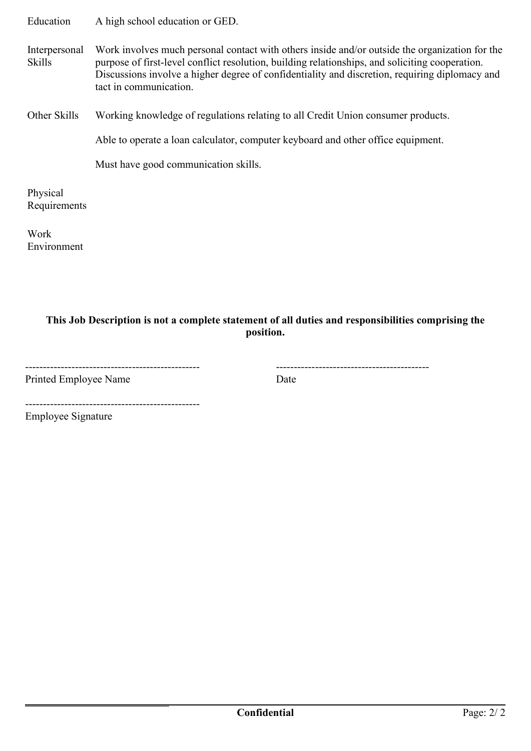| | |
|---|---|
| Education | A high school education or GED. |
| Interpersonal Skills | Work involves much personal contact with others inside and/or outside the organization for the purpose of first-level conflict resolution, building relationships, and soliciting cooperation. Discussions involve a higher degree of confidentiality and discretion, requiring diplomacy and tact in communication. |
| Other Skills | Working knowledge of regulations relating to all Credit Union consumer products.<br><br>Able to operate a loan calculator, computer keyboard and other office equipment.<br><br>Must have good communication skills. |
| Physical Requirements | |
| Work Environment | |

**This Job Description is not a complete statement of all duties and responsibilities comprising the position.**

------------------------------------------------
Printed Employee Name

------------------------------------------
Date

------------------------------------------------
Employee Signature

**Confidential**